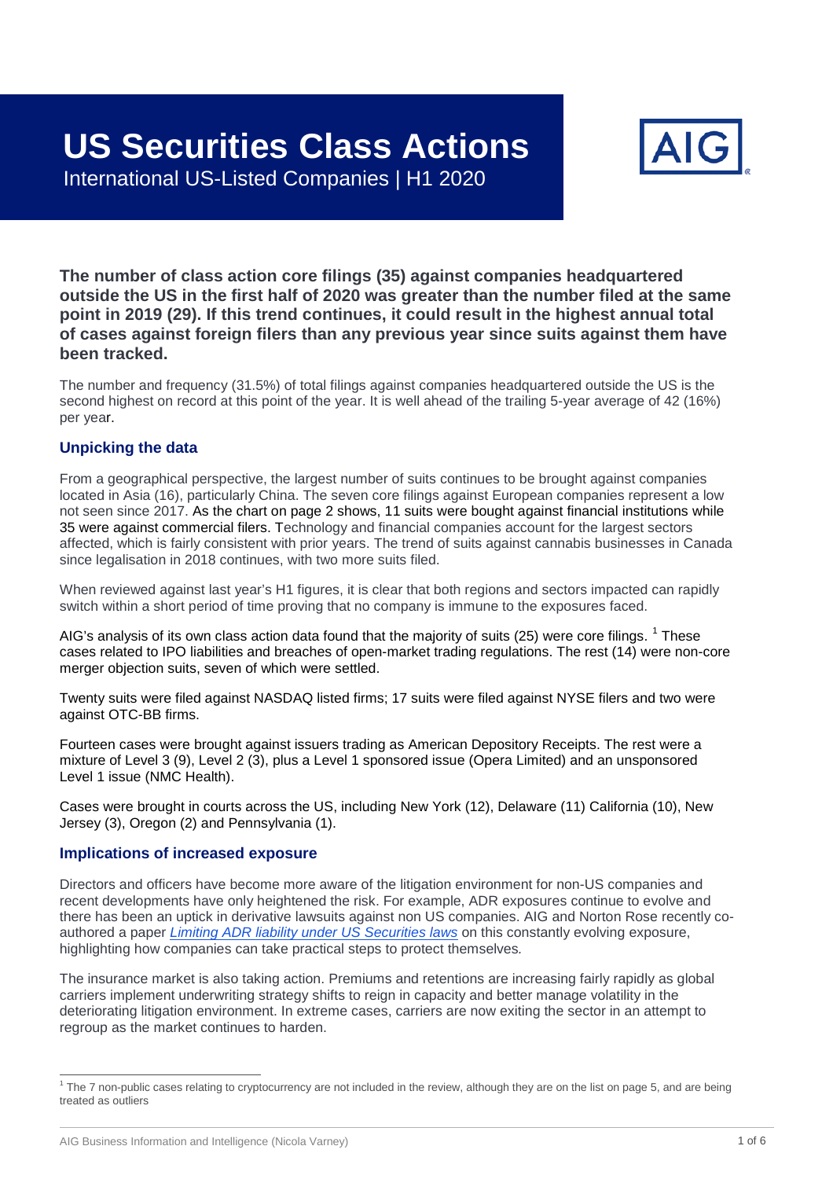# US Securities Class Actions

International US-Listed Companies | H1 2020

AIG

**The number of class action core filings (35) against companies headquartered outside the US in the first half of 2020 was greater than the number filed at the same point in 2019 (29). If this trend continues, it could result in the highest annual total of cases against foreign filers than any previous year since suits against them have been tracked.**

The number and frequency (31.5%) of total filings against companies headquartered outside the US is the second highest on record at this point of the year. It is well ahead of the trailing 5-year average of 42 (16%) per year.

### Unpicking the data

From a geographical perspective, the largest number of suits continues to be brought against companies located in Asia (16), particularly China. The seven core filings against European companies represent a low not seen since 2017. As the chart on page 2 shows, 11 suits were bought against financial institutions while 35 were against commercial filers. Technology and financial companies account for the largest sectors affected, which is fairly consistent with prior years. The trend of suits against cannabis businesses in Canada since legalisation in 2018 continues, with two more suits filed.

When reviewed against last year's H1 figures, it is clear that both regions and sectors impacted can rapidly switch within a short period of time proving that no company is immune to the exposures faced.

AIG's analysis of its own class action data found that the majority of suits (25) were core filings. [1] These cases related to IPO liabilities and breaches of open-market trading regulations. The rest (14) were non-core merger objection suits, seven of which were settled.

Twenty suits were filed against NASDAQ listed firms; 17 suits were filed against NYSE filers and two were against OTC-BB firms.

Fourteen cases were brought against issuers trading as American Depository Receipts. The rest were a mixture of Level 3 (9), Level 2 (3), plus a Level 1 sponsored issue (Opera Limited) and an unsponsored Level 1 issue (NMC Health).

Cases were brought in courts across the US, including New York (12), Delaware (11) California (10), New Jersey (3), Oregon (2) and Pennsylvania (1).

### Implications of increased exposure

Directors and officers have become more aware of the litigation environment for non-US companies and recent developments have only heightened the risk. For example, ADR exposures continue to evolve and there has been an uptick in derivative lawsuits against non US companies. AIG and Norton Rose recently co-authored a paper *Limiting ADR liability under US Securities laws* on this constantly evolving exposure, highlighting how companies can take practical steps to protect themselves.

The insurance market is also taking action. Premiums and retentions are increasing fairly rapidly as global carriers implement underwriting strategy shifts to reign in capacity and better manage volatility in the deteriorating litigation environment. In extreme cases, carriers are now exiting the sector in an attempt to regroup as the market continues to harden.

---

[1] The 7 non-public cases relating to cryptocurrency are not included in the review, although they are on the list on page 5, and are being treated as outliers

AIG Business Information and Intelligence (Nicola Varney)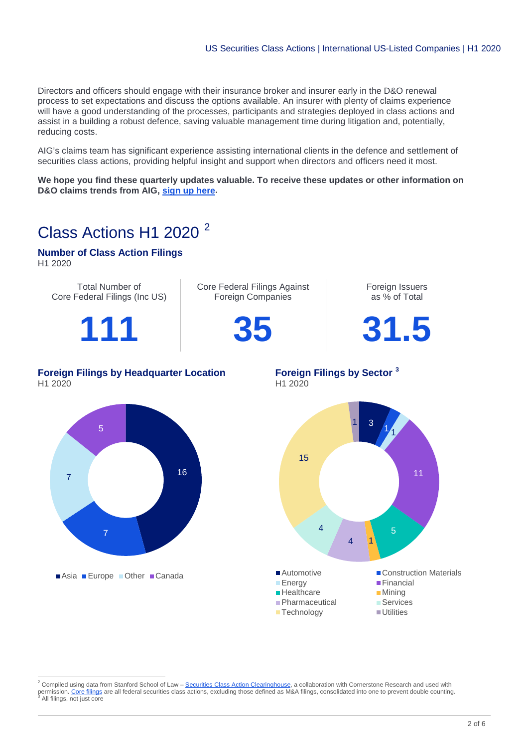Directors and officers should engage with their insurance broker and insurer early in the D&O renewal process to set expectations and discuss the options available. An insurer with plenty of claims experience will have a good understanding of the processes, participants and strategies deployed in class actions and assist in a building a robust defence, saving valuable management time during litigation and, potentially, reducing costs.

AIG's claims team has significant experience assisting international clients in the defence and settlement of securities class actions, providing helpful insight and support when directors and officers need it most.

**We hope you find these quarterly updates valuable. To receive these updates or other information on D&O claims trends from AIG, [sign up here](#).**

# Class Actions H1 2020 [2]

### Number of Class Action Filings

H1 2020

| Total Number of Core Federal Filings (Inc US) | Core Federal Filings Against Foreign Companies | Foreign Issuers as % of Total |
|---|---|---|
| **111** | **35** | **31.5** |

### Foreign Filings by Headquarter Location

H1 2020

| Location | Filings |
|---|---|
| Asia | 16 |
| Europe | 7 |
| Other | 7 |
| Canada | 5 |

### Foreign Filings by Sector [3]

H1 2020

| Sector | Filings |
|---|---|
| Automotive | 3 |
| Construction Materials | 1 |
| Energy | 1 |
| Financial | 11 |
| Healthcare | 5 |
| Mining | 1 |
| Pharmaceutical | 4 |
| Services | 4 |
| Technology | 15 |
| Utilities | 1 |

---

[2] Compiled using data from Stanford School of Law – Securities Class Action Clearinghouse, a collaboration with Cornerstone Research and used with permission. Core filings are all federal securities class actions, excluding those defined as M&A filings, consolidated into one to prevent double counting.
[3] All filings, not just core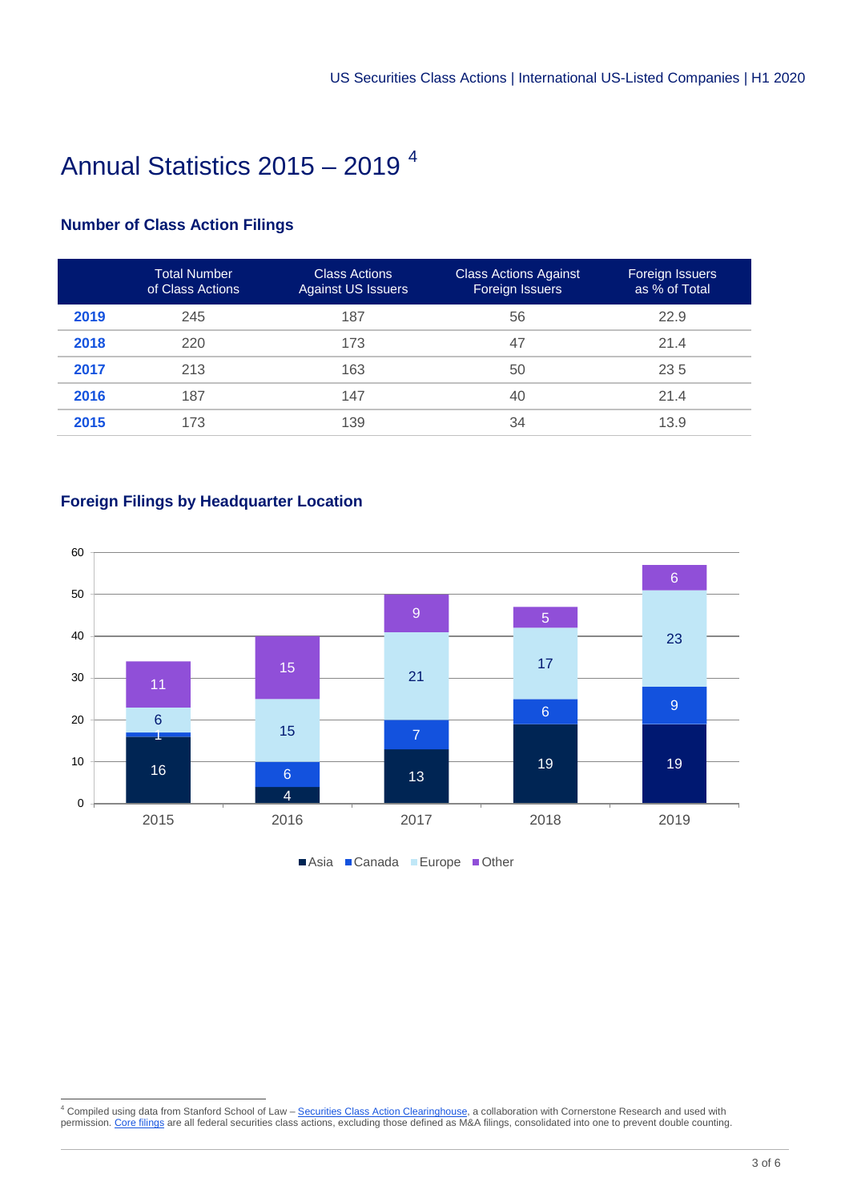# Annual Statistics 2015 – 2019 [4]

### Number of Class Action Filings

| | Total Number of Class Actions | Class Actions Against US Issuers | Class Actions Against Foreign Issuers | Foreign Issuers as % of Total |
|---|---|---|---|---|
| **2019** | 245 | 187 | 56 | 22.9 |
| **2018** | 220 | 173 | 47 | 21.4 |
| **2017** | 213 | 163 | 50 | 23 5 |
| **2016** | 187 | 147 | 40 | 21.4 |
| **2015** | 173 | 139 | 34 | 13.9 |

### Foreign Filings by Headquarter Location

60
50
40
30
20
10
0

2015: 16, 1, 6, 11
2016: 4, 6, 15, 15
2017: 13, 7, 21, 9
2018: 19, 6, 17, 5
2019: 19, 9, 23, 6

Asia Canada Europe Other

[4] Compiled using data from Stanford School of Law – Securities Class Action Clearinghouse, a collaboration with Cornerstone Research and used with permission. Core filings are all federal securities class actions, excluding those defined as M&A filings, consolidated into one to prevent double counting.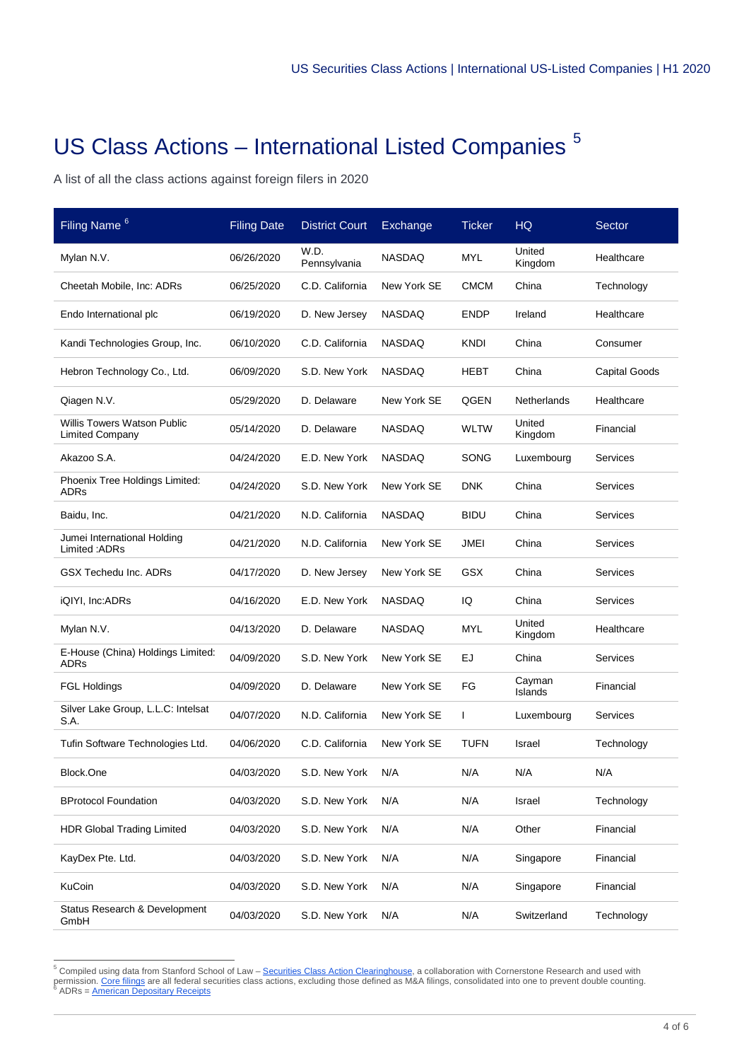# US Class Actions – International Listed Companies [5]

A list of all the class actions against foreign filers in 2020

| Filing Name [6] | Filing Date | District Court | Exchange | Ticker | HQ | Sector |
|---|---|---|---|---|---|---|
| Mylan N.V. | 06/26/2020 | W.D. Pennsylvania | NASDAQ | MYL | United Kingdom | Healthcare |
| Cheetah Mobile, Inc: ADRs | 06/25/2020 | C.D. California | New York SE | CMCM | China | Technology |
| Endo International plc | 06/19/2020 | D. New Jersey | NASDAQ | ENDP | Ireland | Healthcare |
| Kandi Technologies Group, Inc. | 06/10/2020 | C.D. California | NASDAQ | KNDI | China | Consumer |
| Hebron Technology Co., Ltd. | 06/09/2020 | S.D. New York | NASDAQ | HEBT | China | Capital Goods |
| Qiagen N.V. | 05/29/2020 | D. Delaware | New York SE | QGEN | Netherlands | Healthcare |
| Willis Towers Watson Public Limited Company | 05/14/2020 | D. Delaware | NASDAQ | WLTW | United Kingdom | Financial |
| Akazoo S.A. | 04/24/2020 | E.D. New York | NASDAQ | SONG | Luxembourg | Services |
| Phoenix Tree Holdings Limited: ADRs | 04/24/2020 | S.D. New York | New York SE | DNK | China | Services |
| Baidu, Inc. | 04/21/2020 | N.D. California | NASDAQ | BIDU | China | Services |
| Jumei International Holding Limited :ADRs | 04/21/2020 | N.D. California | New York SE | JMEI | China | Services |
| GSX Techedu Inc. ADRs | 04/17/2020 | D. New Jersey | New York SE | GSX | China | Services |
| iQIYI, Inc:ADRs | 04/16/2020 | E.D. New York | NASDAQ | IQ | China | Services |
| Mylan N.V. | 04/13/2020 | D. Delaware | NASDAQ | MYL | United Kingdom | Healthcare |
| E-House (China) Holdings Limited: ADRs | 04/09/2020 | S.D. New York | New York SE | EJ | China | Services |
| FGL Holdings | 04/09/2020 | D. Delaware | New York SE | FG | Cayman Islands | Financial |
| Silver Lake Group, L.L.C: Intelsat S.A. | 04/07/2020 | N.D. California | New York SE | I | Luxembourg | Services |
| Tufin Software Technologies Ltd. | 04/06/2020 | C.D. California | New York SE | TUFN | Israel | Technology |
| Block.One | 04/03/2020 | S.D. New York | N/A | N/A | N/A | N/A |
| BProtocol Foundation | 04/03/2020 | S.D. New York | N/A | N/A | Israel | Technology |
| HDR Global Trading Limited | 04/03/2020 | S.D. New York | N/A | N/A | Other | Financial |
| KayDex Pte. Ltd. | 04/03/2020 | S.D. New York | N/A | N/A | Singapore | Financial |
| KuCoin | 04/03/2020 | S.D. New York | N/A | N/A | Singapore | Financial |
| Status Research & Development GmbH | 04/03/2020 | S.D. New York | N/A | N/A | Switzerland | Technology |

[5] Compiled using data from Stanford School of Law – Securities Class Action Clearinghouse, a collaboration with Cornerstone Research and used with permission. Core filings are all federal securities class actions, excluding those defined as M&A filings, consolidated into one to prevent double counting.
[6] ADRs = American Depositary Receipts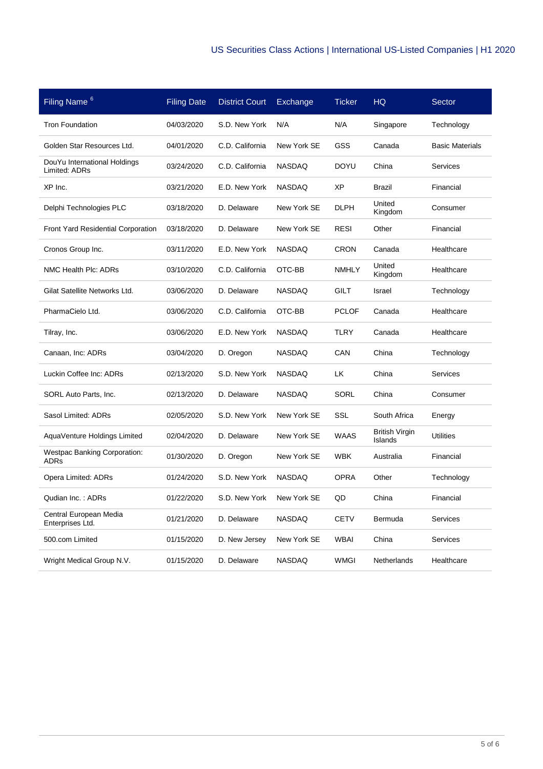| Filing Name [6] | Filing Date | District Court | Exchange | Ticker | HQ | Sector |
|---|---|---|---|---|---|---|
| Tron Foundation | 04/03/2020 | S.D. New York | N/A | N/A | Singapore | Technology |
| Golden Star Resources Ltd. | 04/01/2020 | C.D. California | New York SE | GSS | Canada | Basic Materials |
| DouYu International Holdings Limited: ADRs | 03/24/2020 | C.D. California | NASDAQ | DOYU | China | Services |
| XP Inc. | 03/21/2020 | E.D. New York | NASDAQ | XP | Brazil | Financial |
| Delphi Technologies PLC | 03/18/2020 | D. Delaware | New York SE | DLPH | United Kingdom | Consumer |
| Front Yard Residential Corporation | 03/18/2020 | D. Delaware | New York SE | RESI | Other | Financial |
| Cronos Group Inc. | 03/11/2020 | E.D. New York | NASDAQ | CRON | Canada | Healthcare |
| NMC Health Plc: ADRs | 03/10/2020 | C.D. California | OTC-BB | NMHLY | United Kingdom | Healthcare |
| Gilat Satellite Networks Ltd. | 03/06/2020 | D. Delaware | NASDAQ | GILT | Israel | Technology |
| PharmaCielo Ltd. | 03/06/2020 | C.D. California | OTC-BB | PCLOF | Canada | Healthcare |
| Tilray, Inc. | 03/06/2020 | E.D. New York | NASDAQ | TLRY | Canada | Healthcare |
| Canaan, Inc: ADRs | 03/04/2020 | D. Oregon | NASDAQ | CAN | China | Technology |
| Luckin Coffee Inc: ADRs | 02/13/2020 | S.D. New York | NASDAQ | LK | China | Services |
| SORL Auto Parts, Inc. | 02/13/2020 | D. Delaware | NASDAQ | SORL | China | Consumer |
| Sasol Limited: ADRs | 02/05/2020 | S.D. New York | New York SE | SSL | South Africa | Energy |
| AquaVenture Holdings Limited | 02/04/2020 | D. Delaware | New York SE | WAAS | British Virgin Islands | Utilities |
| Westpac Banking Corporation: ADRs | 01/30/2020 | D. Oregon | New York SE | WBK | Australia | Financial |
| Opera Limited: ADRs | 01/24/2020 | S.D. New York | NASDAQ | OPRA | Other | Technology |
| Qudian Inc. : ADRs | 01/22/2020 | S.D. New York | New York SE | QD | China | Financial |
| Central European Media Enterprises Ltd. | 01/21/2020 | D. Delaware | NASDAQ | CETV | Bermuda | Services |
| 500.com Limited | 01/15/2020 | D. New Jersey | New York SE | WBAI | China | Services |
| Wright Medical Group N.V. | 01/15/2020 | D. Delaware | NASDAQ | WMGI | Netherlands | Healthcare |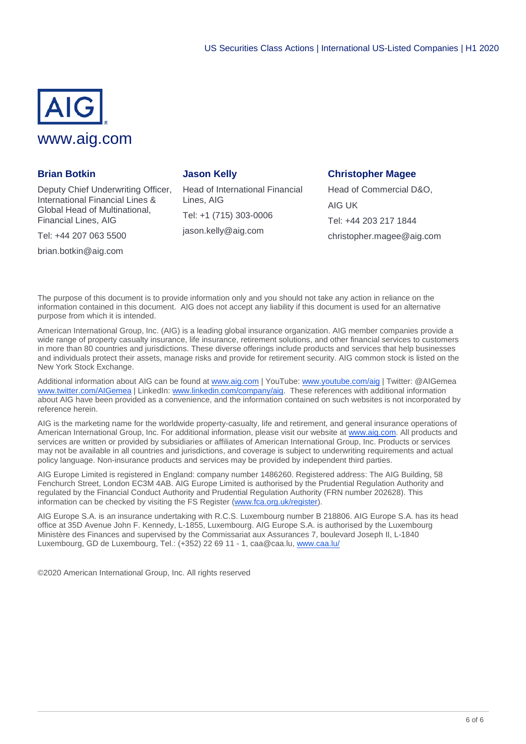AIG

www.aig.com

**Brian Botkin**

Deputy Chief Underwriting Officer, International Financial Lines & Global Head of Multinational, Financial Lines, AIG

Tel: +44 207 063 5500

brian.botkin@aig.com

**Jason Kelly**

Head of International Financial Lines, AIG

Tel: +1 (715) 303-0006

jason.kelly@aig.com

**Christopher Magee**

Head of Commercial D&O, AIG UK

Tel: +44 203 217 1844

christopher.magee@aig.com

The purpose of this document is to provide information only and you should not take any action in reliance on the information contained in this document. AIG does not accept any liability if this document is used for an alternative purpose from which it is intended.

American International Group, Inc. (AIG) is a leading global insurance organization. AIG member companies provide a wide range of property casualty insurance, life insurance, retirement solutions, and other financial services to customers in more than 80 countries and jurisdictions. These diverse offerings include products and services that help businesses and individuals protect their assets, manage risks and provide for retirement security. AIG common stock is listed on the New York Stock Exchange.

Additional information about AIG can be found at www.aig.com | YouTube: www.youtube.com/aig | Twitter: @AIGemea www.twitter.com/AIGemea | LinkedIn: www.linkedin.com/company/aig. These references with additional information about AIG have been provided as a convenience, and the information contained on such websites is not incorporated by reference herein.

AIG is the marketing name for the worldwide property-casualty, life and retirement, and general insurance operations of American International Group, Inc. For additional information, please visit our website at www.aig.com. All products and services are written or provided by subsidiaries or affiliates of American International Group, Inc. Products or services may not be available in all countries and jurisdictions, and coverage is subject to underwriting requirements and actual policy language. Non-insurance products and services may be provided by independent third parties.

AIG Europe Limited is registered in England: company number 1486260. Registered address: The AIG Building, 58 Fenchurch Street, London EC3M 4AB. AIG Europe Limited is authorised by the Prudential Regulation Authority and regulated by the Financial Conduct Authority and Prudential Regulation Authority (FRN number 202628). This information can be checked by visiting the FS Register (www.fca.org.uk/register).

AIG Europe S.A. is an insurance undertaking with R.C.S. Luxembourg number B 218806. AIG Europe S.A. has its head office at 35D Avenue John F. Kennedy, L-1855, Luxembourg. AIG Europe S.A. is authorised by the Luxembourg Ministère des Finances and supervised by the Commissariat aux Assurances 7, boulevard Joseph II, L-1840 Luxembourg, GD de Luxembourg, Tel.: (+352) 22 69 11 - 1, caa@caa.lu, www.caa.lu/

©2020 American International Group, Inc. All rights reserved